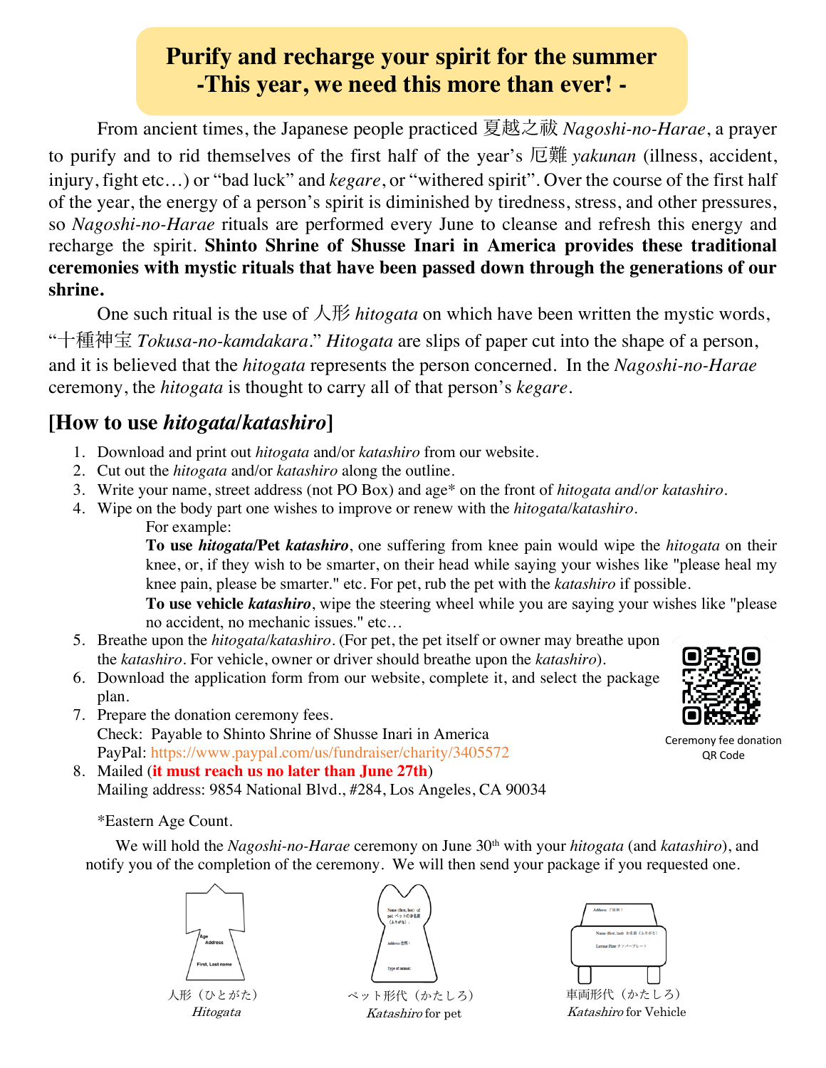# Purify and recharge your spirit for the summer
## -This year, we need this more than ever! -

From ancient times, the Japanese people practiced 夏越之祓 *Nagoshi-no-Harae*, a prayer to purify and to rid themselves of the first half of the year's 厄難 *yakunan* (illness, accident, injury, fight etc…) or "bad luck" and *kegare*, or "withered spirit". Over the course of the first half of the year, the energy of a person's spirit is diminished by tiredness, stress, and other pressures, so *Nagoshi-no-Harae* rituals are performed every June to cleanse and refresh this energy and recharge the spirit. **Shinto Shrine of Shusse Inari in America provides these traditional ceremonies with mystic rituals that have been passed down through the generations of our shrine.**

One such ritual is the use of 人形 *hitogata* on which have been written the mystic words, "十種神宝 *Tokusa-no-kamdakara*." *Hitogata* are slips of paper cut into the shape of a person, and it is believed that the *hitogata* represents the person concerned. In the *Nagoshi-no-Harae* ceremony, the *hitogata* is thought to carry all of that person's *kegare*.

## [How to use *hitogata/katashiro*]

1. Download and print out *hitogata* and/or *katashiro* from our website.
2. Cut out the *hitogata* and/or *katashiro* along the outline.
3. Write your name, street address (not PO Box) and age* on the front of *hitogata and/or katashiro*.
4. Wipe on the body part one wishes to improve or renew with the *hitogata/katashiro*.
   For example:
   **To use *hitogata*/Pet *katashiro***, one suffering from knee pain would wipe the *hitogata* on their knee, or, if they wish to be smarter, on their head while saying your wishes like "please heal my knee pain, please be smarter." etc. For pet, rub the pet with the *katashiro* if possible.
   **To use vehicle *katashiro***, wipe the steering wheel while you are saying your wishes like "please no accident, no mechanic issues." etc…
5. Breathe upon the *hitogata/katashiro*. (For pet, the pet itself or owner may breathe upon the *katashiro*. For vehicle, owner or driver should breathe upon the *katashiro*).
6. Download the application form from our website, complete it, and select the package plan.
7. Prepare the donation ceremony fees.
   Check: Payable to Shinto Shrine of Shusse Inari in America
   PayPal: https://www.paypal.com/us/fundraiser/charity/3405572
8. Mailed (**it must reach us no later than June 27th**)
   Mailing address: 9854 National Blvd., #284, Los Angeles, CA 90034

Ceremony fee donation QR Code

*Eastern Age Count.

We will hold the *Nagoshi-no-Harae* ceremony on June 30th with your *hitogata* (and *katashiro*), and notify you of the completion of the ceremony. We will then send your package if you requested one.

人形（ひとがた）
*Hitogata*

ペット形代（かたしろ）
*Katashiro* for pet

車両形代（かたしろ）
*Katashiro* for Vehicle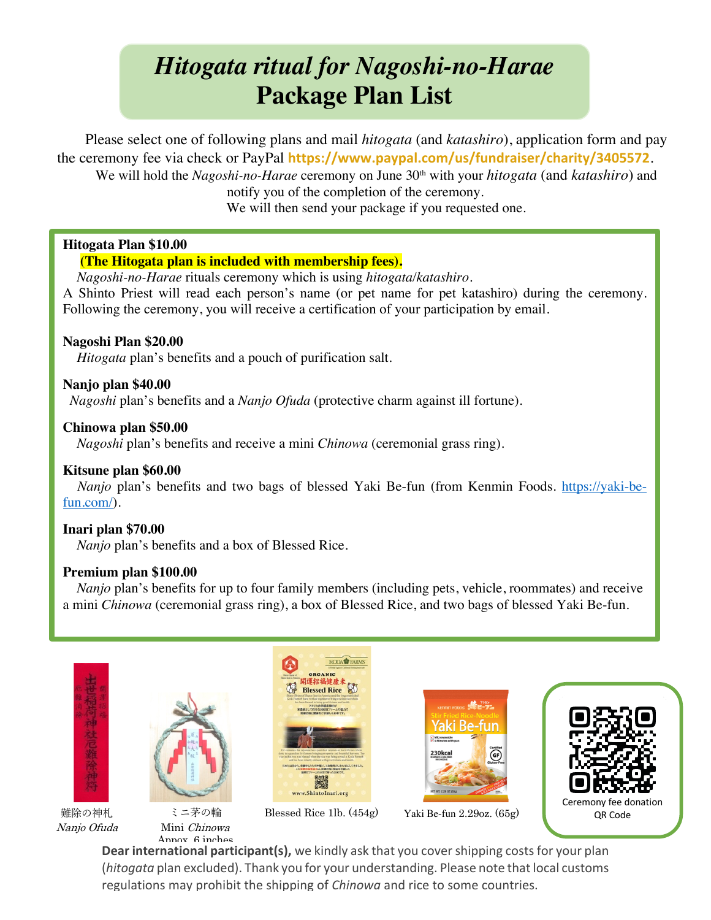# *Hitogata ritual for Nagoshi-no-Harae*
# Package Plan List

Please select one of following plans and mail *hitogata* (and *katashiro*), application form and pay the ceremony fee via check or PayPal **https://www.paypal.com/us/fundraiser/charity/3405572**.

We will hold the *Nagoshi-no-Harae* ceremony on June 30th with your *hitogata* (and *katashiro*) and notify you of the completion of the ceremony.

We will then send your package if you requested one.

**Hitogata Plan $10.00**

**(The Hitogata plan is included with membership fees).**

*Nagoshi-no-Harae* rituals ceremony which is using *hitogata/katashiro*.

A Shinto Priest will read each person's name (or pet name for pet katashiro) during the ceremony. Following the ceremony, you will receive a certification of your participation by email.

**Nagoshi Plan $20.00**

*Hitogata* plan's benefits and a pouch of purification salt.

**Nanjo plan $40.00**

*Nagoshi* plan's benefits and a *Nanjo Ofuda* (protective charm against ill fortune).

**Chinowa plan $50.00**

*Nagoshi* plan's benefits and receive a mini *Chinowa* (ceremonial grass ring).

**Kitsune plan $60.00**

*Nanjo* plan's benefits and two bags of blessed Yaki Be-fun (from Kenmin Foods. https://yaki-be-fun.com/).

**Inari plan $70.00**

*Nanjo* plan's benefits and a box of Blessed Rice.

**Premium plan $100.00**

*Nanjo* plan's benefits for up to four family members (including pets, vehicle, roommates) and receive a mini *Chinowa* (ceremonial grass ring), a box of Blessed Rice, and two bags of blessed Yaki Be-fun.

難除の神札
*Nanjo Ofuda*

ミニ茅の輪
Mini *Chinowa*
Appox. 6 inches

Blessed Rice 1lb. (454g)

Yaki Be-fun 2.29oz. (65g)

Ceremony fee donation QR Code

**Dear international participant(s),** we kindly ask that you cover shipping costs for your plan (*hitogata* plan excluded). Thank you for your understanding. Please note that local customs regulations may prohibit the shipping of *Chinowa* and rice to some countries.